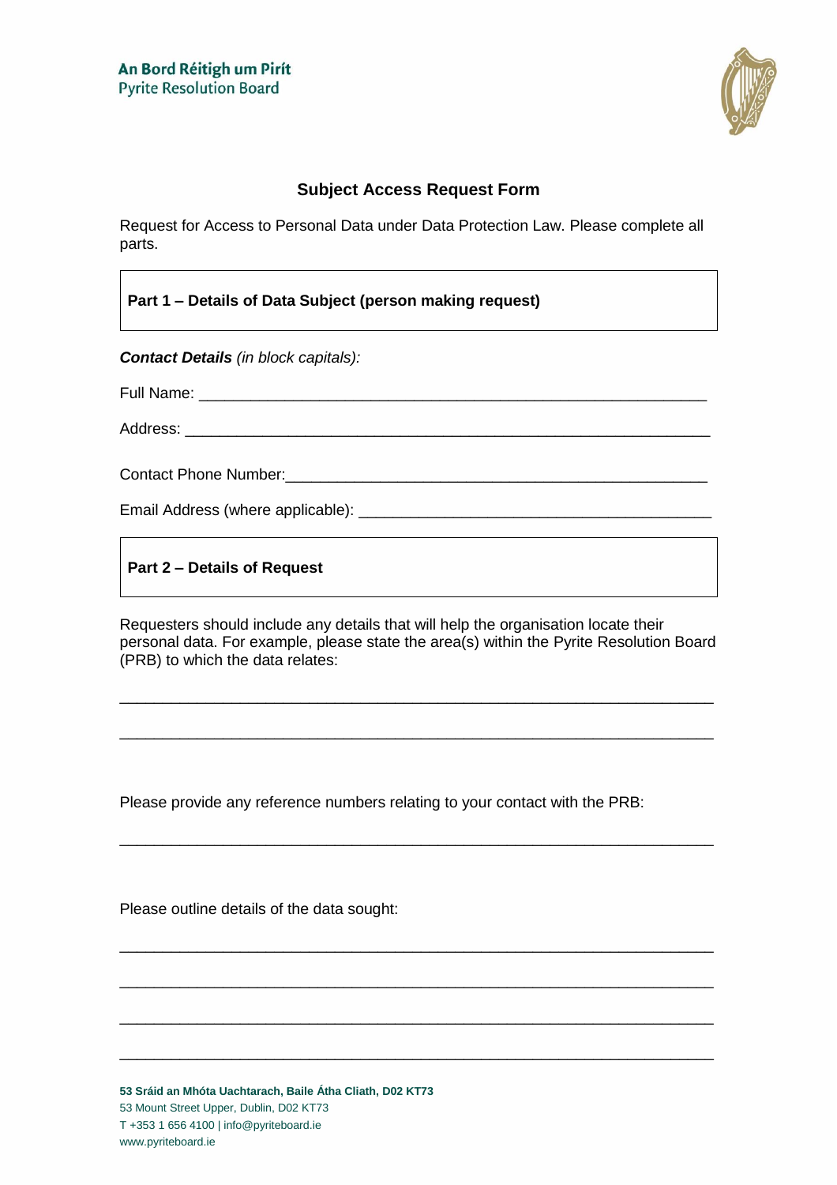An Bord Réitigh um Pirít
Pyrite Resolution Board

## Subject Access Request Form

Request for Access to Personal Data under Data Protection Law. Please complete all parts.

### Part 1 – Details of Data Subject (person making request)

***Contact Details*** *(in block capitals):*

Full Name: ____________________________________________________________

Address: ______________________________________________________________

Contact Phone Number:__________________________________________________

Email Address (where applicable): _________________________________________

### Part 2 – Details of Request

Requesters should include any details that will help the organisation locate their personal data. For example, please state the area(s) within the Pyrite Resolution Board (PRB) to which the data relates:

______________________________________________________________________

______________________________________________________________________

Please provide any reference numbers relating to your contact with the PRB:

______________________________________________________________________

Please outline details of the data sought:

______________________________________________________________________

______________________________________________________________________

______________________________________________________________________

______________________________________________________________________

**53 Sráid an Mhóta Uachtarach, Baile Átha Cliath, D02 KT73**
53 Mount Street Upper, Dublin, D02 KT73
T +353 1 656 4100 | info@pyriteboard.ie
www.pyriteboard.ie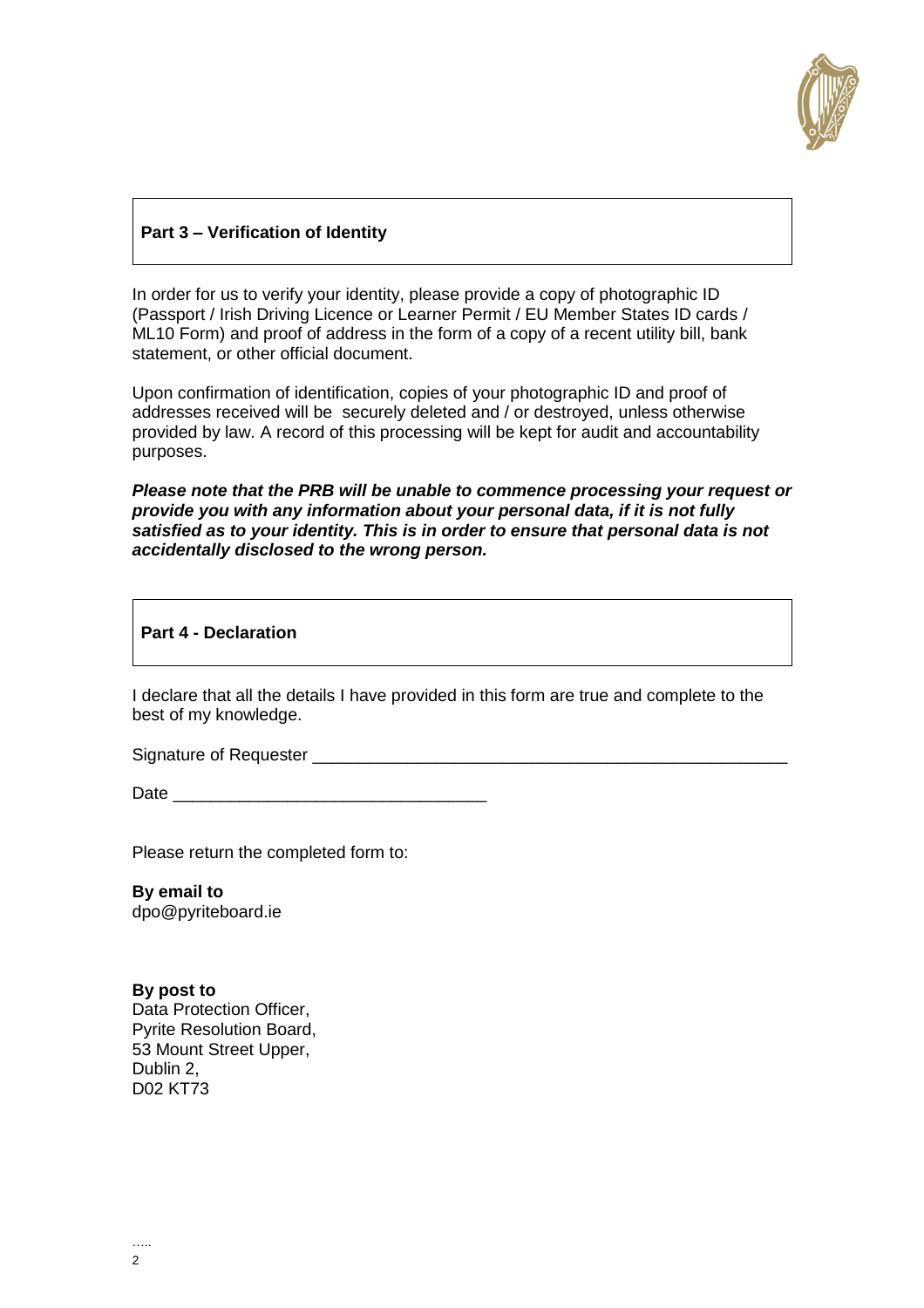## Part 3 – Verification of Identity

In order for us to verify your identity, please provide a copy of photographic ID (Passport / Irish Driving Licence or Learner Permit / EU Member States ID cards / ML10 Form) and proof of address in the form of a copy of a recent utility bill, bank statement, or other official document.

Upon confirmation of identification, copies of your photographic ID and proof of addresses received will be securely deleted and / or destroyed, unless otherwise provided by law. A record of this processing will be kept for audit and accountability purposes.

***Please note that the PRB will be unable to commence processing your request or provide you with any information about your personal data, if it is not fully satisfied as to your identity. This is in order to ensure that personal data is not accidentally disclosed to the wrong person.***

## Part 4 - Declaration

I declare that all the details I have provided in this form are true and complete to the best of my knowledge.

Signature of Requester ____________________________________________________

Date _______________________________

Please return the completed form to:

**By email to**
dpo@pyriteboard.ie

**By post to**
Data Protection Officer,
Pyrite Resolution Board,
53 Mount Street Upper,
Dublin 2,
D02 KT73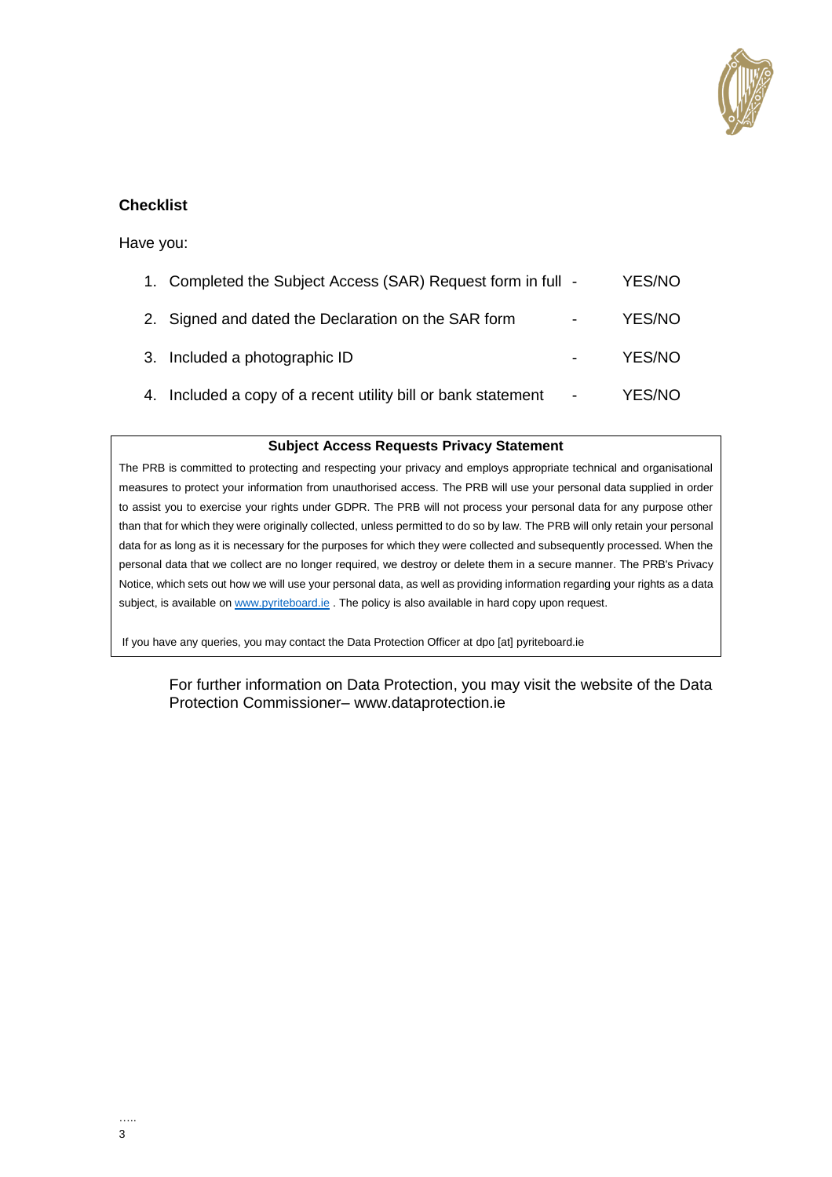**Checklist**

Have you:

1. Completed the Subject Access (SAR) Request form in full - YES/NO
2. Signed and dated the Declaration on the SAR form - YES/NO
3. Included a photographic ID - YES/NO
4. Included a copy of a recent utility bill or bank statement - YES/NO

**Subject Access Requests Privacy Statement**

The PRB is committed to protecting and respecting your privacy and employs appropriate technical and organisational measures to protect your information from unauthorised access. The PRB will use your personal data supplied in order to assist you to exercise your rights under GDPR. The PRB will not process your personal data for any purpose other than that for which they were originally collected, unless permitted to do so by law. The PRB will only retain your personal data for as long as it is necessary for the purposes for which they were collected and subsequently processed. When the personal data that we collect are no longer required, we destroy or delete them in a secure manner. The PRB's Privacy Notice, which sets out how we will use your personal data, as well as providing information regarding your rights as a data subject, is available on [www.pyriteboard.ie](http://www.pyriteboard.ie) . The policy is also available in hard copy upon request.

If you have any queries, you may contact the Data Protection Officer at dpo [at] pyriteboard.ie

For further information on Data Protection, you may visit the website of the Data Protection Commissioner– www.dataprotection.ie